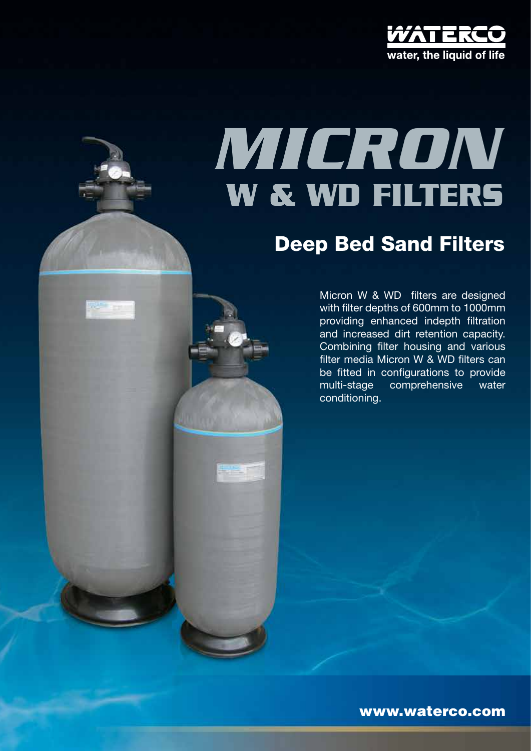WATERCO
water, the liquid of life

# MICRON
# W & WD FILTERS

## Deep Bed Sand Filters

Micron W & WD filters are designed with filter depths of 600mm to 1000mm providing enhanced indepth filtration and increased dirt retention capacity. Combining filter housing and various filter media Micron W & WD filters can be fitted in configurations to provide multi-stage comprehensive water conditioning.

**www.waterco.com**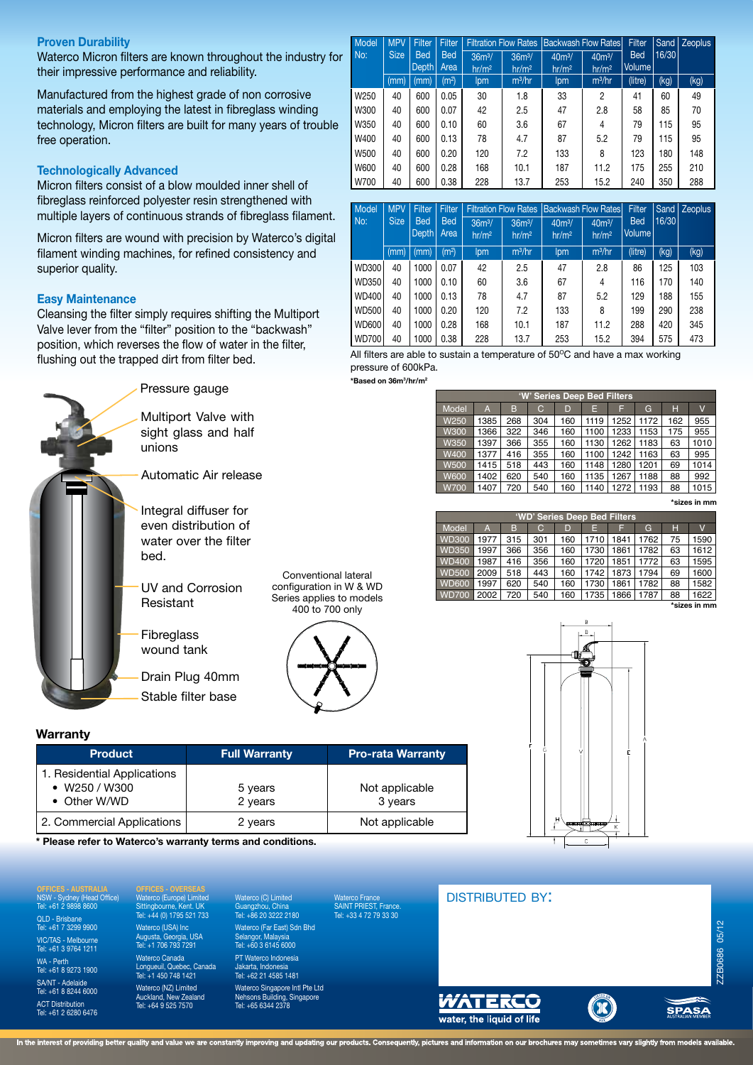## Proven Durability

Waterco Micron filters are known throughout the industry for their impressive performance and reliability.

Manufactured from the highest grade of non corrosive materials and employing the latest in fibreglass winding technology, Micron filters are built for many years of trouble free operation.

## Technologically Advanced

Micron filters consist of a blow moulded inner shell of fibreglass reinforced polyester resin strengthened with multiple layers of continuous strands of fibreglass filament.

Micron filters are wound with precision by Waterco's digital filament winding machines, for refined consistency and superior quality.

## Easy Maintenance

Cleansing the filter simply requires shifting the Multiport Valve lever from the "filter" position to the "backwash" position, which reverses the flow of water in the filter, flushing out the trapped dirt from filter bed.

Pressure gauge

Multiport Valve with sight glass and half unions

Automatic Air release

Integral diffuser for even distribution of water over the filter bed.

UV and Corrosion Resistant

Fibreglass wound tank

Drain Plug 40mm

Stable filter base

Conventional lateral configuration in W & WD Series applies to models 400 to 700 only

| Model No: | MPV Size | Filter Bed Depth | Filter Bed Area | Filtration Flow Rates | | Backwash Flow Rates | | Filter Bed Volume | Sand 16/30 | Zeoplus |
|---|---|---|---|---|---|---|---|---|---|---|
| | | | | $36m^3/hr/m^2$ | $36m^3/hr/m^2$ | $40m^3/hr/m^2$ | $40m^3/hr/m^2$ | | | |
| | (mm) | (mm) | $(m^2)$ | lpm | $m^3/hr$ | lpm | $m^3/hr$ | (litre) | (kg) | (kg) |
| W250 | 40 | 600 | 0.05 | 30 | 1.8 | 33 | 2 | 41 | 60 | 49 |
| W300 | 40 | 600 | 0.07 | 42 | 2.5 | 47 | 2.8 | 58 | 85 | 70 |
| W350 | 40 | 600 | 0.10 | 60 | 3.6 | 67 | 4 | 79 | 115 | 95 |
| W400 | 40 | 600 | 0.13 | 78 | 4.7 | 87 | 5.2 | 79 | 115 | 95 |
| W500 | 40 | 600 | 0.20 | 120 | 7.2 | 133 | 8 | 123 | 180 | 148 |
| W600 | 40 | 600 | 0.28 | 168 | 10.1 | 187 | 11.2 | 175 | 255 | 210 |
| W700 | 40 | 600 | 0.38 | 228 | 13.7 | 253 | 15.2 | 240 | 350 | 288 |

| Model No: | MPV Size | Filter Bed Depth | Filter Bed Area | Filtration Flow Rates | | Backwash Flow Rates | | Filter Bed Volume | Sand 16/30 | Zeoplus |
|---|---|---|---|---|---|---|---|---|---|---|
| | | | | $36m^3/hr/m^2$ | $36m^3/hr/m^2$ | $40m^3/hr/m^2$ | $40m^3/hr/m^2$ | | | |
| | (mm) | (mm) | $(m^2)$ | lpm | $m^3/hr$ | lpm | $m^3/hr$ | (litre) | (kg) | (kg) |
| WD300 | 40 | 1000 | 0.07 | 42 | 2.5 | 47 | 2.8 | 86 | 125 | 103 |
| WD350 | 40 | 1000 | 0.10 | 60 | 3.6 | 67 | 4 | 116 | 170 | 140 |
| WD400 | 40 | 1000 | 0.13 | 78 | 4.7 | 87 | 5.2 | 129 | 188 | 155 |
| WD500 | 40 | 1000 | 0.20 | 120 | 7.2 | 133 | 8 | 199 | 290 | 238 |
| WD600 | 40 | 1000 | 0.28 | 168 | 10.1 | 187 | 11.2 | 288 | 420 | 345 |
| WD700 | 40 | 1000 | 0.38 | 228 | 13.7 | 253 | 15.2 | 394 | 575 | 473 |

All filters are able to sustain a temperature of 50°C and have a max working pressure of 600kPa.

**\*Based on $36m^3/hr/m^2$**

**'W' Series Deep Bed Filters**

| Model | A | B | C | D | E | F | G | H | V |
|---|---|---|---|---|---|---|---|---|---|
| W250 | 1385 | 268 | 304 | 160 | 1119 | 1252 | 1172 | 162 | 955 |
| W300 | 1366 | 322 | 346 | 160 | 1100 | 1233 | 1153 | 175 | 955 |
| W350 | 1397 | 366 | 355 | 160 | 1130 | 1262 | 1183 | 63 | 1010 |
| W400 | 1377 | 416 | 355 | 160 | 1100 | 1242 | 1163 | 63 | 995 |
| W500 | 1415 | 518 | 443 | 160 | 1148 | 1280 | 1201 | 69 | 1014 |
| W600 | 1402 | 620 | 540 | 160 | 1135 | 1267 | 1188 | 88 | 992 |
| W700 | 1407 | 720 | 540 | 160 | 1140 | 1272 | 1193 | 88 | 1015 |

\*sizes in mm

**'WD' Series Deep Bed Filters**

| Model | A | B | C | D | E | F | G | H | V |
|---|---|---|---|---|---|---|---|---|---|
| WD300 | 1977 | 315 | 301 | 160 | 1710 | 1841 | 1762 | 75 | 1590 |
| WD350 | 1997 | 366 | 356 | 160 | 1730 | 1861 | 1782 | 63 | 1612 |
| WD400 | 1987 | 416 | 356 | 160 | 1720 | 1851 | 1772 | 63 | 1595 |
| WD500 | 2009 | 518 | 443 | 160 | 1742 | 1873 | 1794 | 69 | 1600 |
| WD600 | 1997 | 620 | 540 | 160 | 1730 | 1861 | 1782 | 88 | 1582 |
| WD700 | 2002 | 720 | 540 | 160 | 1735 | 1866 | 1787 | 88 | 1622 |

\*sizes in mm

## Warranty

| Product | Full Warranty | Pro-rata Warranty |
|---|---|---|
| 1. Residential Applications<br>• W250 / W300<br>• Other W/WD | <br>5 years<br>2 years | <br>Not applicable<br>3 years |
| 2. Commercial Applications | 2 years | Not applicable |

**\* Please refer to Waterco's warranty terms and conditions.**

**OFFICES - AUSTRALIA**
NSW - Sydney (Head Office) Tel: +61 2 9898 8600
QLD - Brisbane Tel: +61 7 3299 9900
VIC/TAS - Melbourne Tel: +61 3 9764 1211
WA - Perth Tel: +61 8 9273 1900
SA/NT - Adelaide Tel: +61 8 8244 6000
ACT Distribution Tel: +61 2 6280 6476

**OFFICES - OVERSEAS**
Waterco (Europe) Limited, Sittingbourne, Kent. UK Tel: +44 (0) 1795 521 733
Waterco (USA) Inc, Augusta, Georgia, USA Tel: +1 706 793 7291
Waterco Canada, Longueuil, Quebec, Canada Tel: +1 450 748 1421
Waterco (NZ) Limited, Auckland, New Zealand Tel: +64 9 525 7570
Waterco (C) Limited, Guangzhou, China Tel: +86 20 3222 2180
Waterco (Far East) Sdn Bhd, Selangor, Malaysia Tel: +60 3 6145 6000
PT Waterco Indonesia, Jakarta, Indonesia Tel: +62 21 4585 1481
Waterco Singapore Intl Pte Ltd, Nehsons Building, Singapore Tel: +65 6344 2378
Waterco France, SAINT PRIEST, France. Tel: +33 4 72 79 33 30

DISTRIBUTED BY:

WATERCO water, the liquid of life

SPASA AUSTRALIAN MEMBER

ZZB0686 05/12

In the interest of providing better quality and value we are constantly improving and updating our products. Consequently, pictures and information on our brochures may sometimes vary slightly from models available.